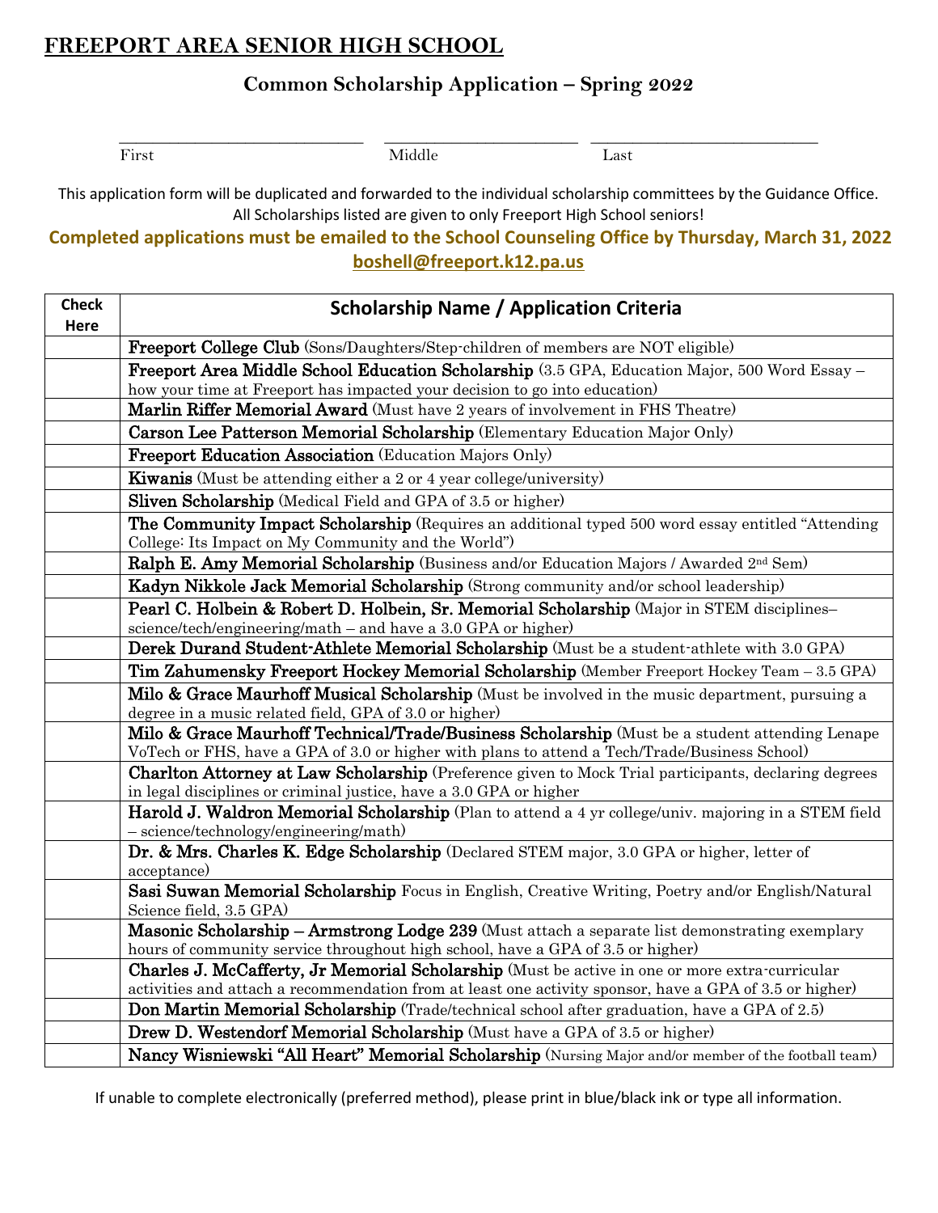# FREEPORT AREA SENIOR HIGH SCHOOL

## Common Scholarship Application – Spring 2022

\_\_\_\_\_\_\_\_\_\_\_\_\_\_\_\_\_\_\_\_\_\_\_\_\_\_\_\_\_\_ \_\_\_\_\_\_\_\_\_\_\_\_\_\_\_\_\_\_\_\_\_\_\_\_ \_\_\_\_\_\_\_\_\_\_\_\_\_\_\_\_\_\_\_\_\_\_\_\_\_\_\_\_

First Middle Last

This application form will be duplicated and forwarded to the individual scholarship committees by the Guidance Office. All Scholarships listed are given to only Freeport High School seniors!

**Completed applications must be emailed to the School Counseling Office by Thursday, March 31, 2022**
**boshell@freeport.k12.pa.us**

| Check Here | Scholarship Name / Application Criteria |
|---|---|
| | **Freeport College Club** (Sons/Daughters/Step-children of members are NOT eligible) |
| | **Freeport Area Middle School Education Scholarship** (3.5 GPA, Education Major, 500 Word Essay – how your time at Freeport has impacted your decision to go into education) |
| | **Marlin Riffer Memorial Award** (Must have 2 years of involvement in FHS Theatre) |
| | **Carson Lee Patterson Memorial Scholarship** (Elementary Education Major Only) |
| | **Freeport Education Association** (Education Majors Only) |
| | **Kiwanis** (Must be attending either a 2 or 4 year college/university) |
| | **Sliven Scholarship** (Medical Field and GPA of 3.5 or higher) |
| | **The Community Impact Scholarship** (Requires an additional typed 500 word essay entitled "Attending College: Its Impact on My Community and the World") |
| | **Ralph E. Amy Memorial Scholarship** (Business and/or Education Majors / Awarded 2nd Sem) |
| | **Kadyn Nikkole Jack Memorial Scholarship** (Strong community and/or school leadership) |
| | **Pearl C. Holbein & Robert D. Holbein, Sr. Memorial Scholarship** (Major in STEM disciplines– science/tech/engineering/math – and have a 3.0 GPA or higher) |
| | **Derek Durand Student-Athlete Memorial Scholarship** (Must be a student-athlete with 3.0 GPA) |
| | **Tim Zahumensky Freeport Hockey Memorial Scholarship** (Member Freeport Hockey Team – 3.5 GPA) |
| | **Milo & Grace Maurhoff Musical Scholarship** (Must be involved in the music department, pursuing a degree in a music related field, GPA of 3.0 or higher) |
| | **Milo & Grace Maurhoff Technical/Trade/Business Scholarship** (Must be a student attending Lenape VoTech or FHS, have a GPA of 3.0 or higher with plans to attend a Tech/Trade/Business School) |
| | **Charlton Attorney at Law Scholarship** (Preference given to Mock Trial participants, declaring degrees in legal disciplines or criminal justice, have a 3.0 GPA or higher |
| | **Harold J. Waldron Memorial Scholarship** (Plan to attend a 4 yr college/univ. majoring in a STEM field – science/technology/engineering/math) |
| | **Dr. & Mrs. Charles K. Edge Scholarship** (Declared STEM major, 3.0 GPA or higher, letter of acceptance) |
| | **Sasi Suwan Memorial Scholarship** Focus in English, Creative Writing, Poetry and/or English/Natural Science field, 3.5 GPA) |
| | **Masonic Scholarship – Armstrong Lodge 239** (Must attach a separate list demonstrating exemplary hours of community service throughout high school, have a GPA of 3.5 or higher) |
| | **Charles J. McCafferty, Jr Memorial Scholarship** (Must be active in one or more extra-curricular activities and attach a recommendation from at least one activity sponsor, have a GPA of 3.5 or higher) |
| | **Don Martin Memorial Scholarship** (Trade/technical school after graduation, have a GPA of 2.5) |
| | **Drew D. Westendorf Memorial Scholarship** (Must have a GPA of 3.5 or higher) |
| | **Nancy Wisniewski "All Heart" Memorial Scholarship** (Nursing Major and/or member of the football team) |

If unable to complete electronically (preferred method), please print in blue/black ink or type all information.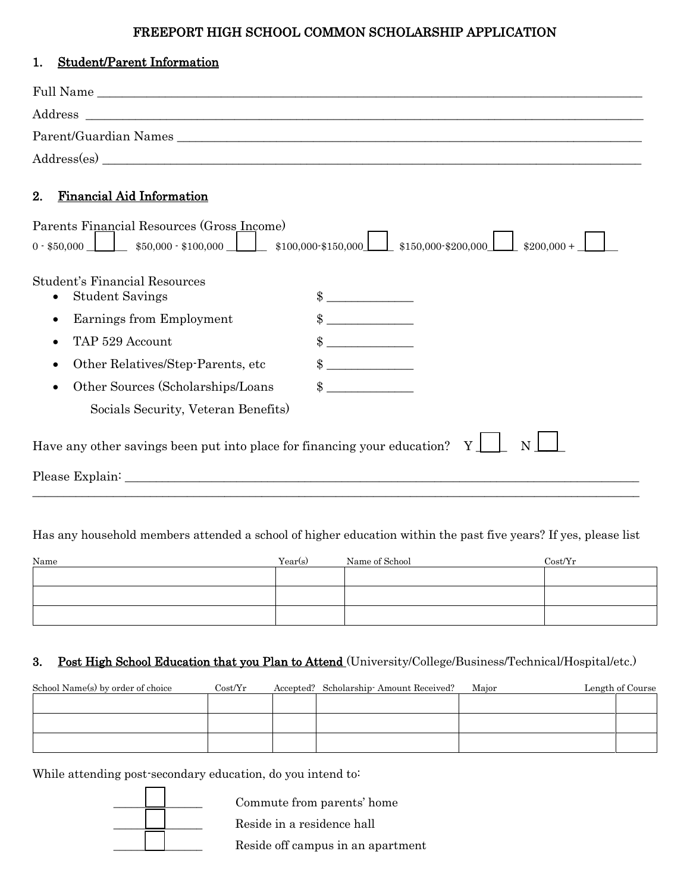# FREEPORT HIGH SCHOOL COMMON SCHOLARSHIP APPLICATION

## 1. Student/Parent Information

Full Name ____________________________________________________________________________

Address ______________________________________________________________________________

Parent/Guardian Names _________________________________________________________________

Address(es) ___________________________________________________________________________

## 2. Financial Aid Information

Parents Financial Resources (Gross Income)

0 - $50,000 ☐ $50,000 - $100,000 ☐ $100,000-$150,000 ☐ $150,000-$200,000 ☐ $200,000 + ☐

Student's Financial Resources

- Student Savings $ ______________
- Earnings from Employment $ ______________
- TAP 529 Account $ ______________
- Other Relatives/Step-Parents, etc $ ______________
- Other Sources (Scholarships/Loans $ ______________
  Socials Security, Veteran Benefits)

Have any other savings been put into place for financing your education? Y ☐ N ☐

Please Explain: ____________________________________________________________________________
______________________________________________________________________________________________

Has any household members attended a school of higher education within the past five years? If yes, please list

| Name | Year(s) | Name of School | Cost/Yr |
|---|---|---|---|
| | | | |
| | | | |
| | | | |

## 3. Post High School Education that you Plan to Attend (University/College/Business/Technical/Hospital/etc.)

| School Name(s) by order of choice | Cost/Yr | Accepted? | Scholarship- Amount Received? | Major | Length of Course |
|---|---|---|---|---|---|
| | | | | | |
| | | | | | |
| | | | | | |

While attending post-secondary education, do you intend to:

☐ Commute from parents' home

☐ Reside in a residence hall

☐ Reside off campus in an apartment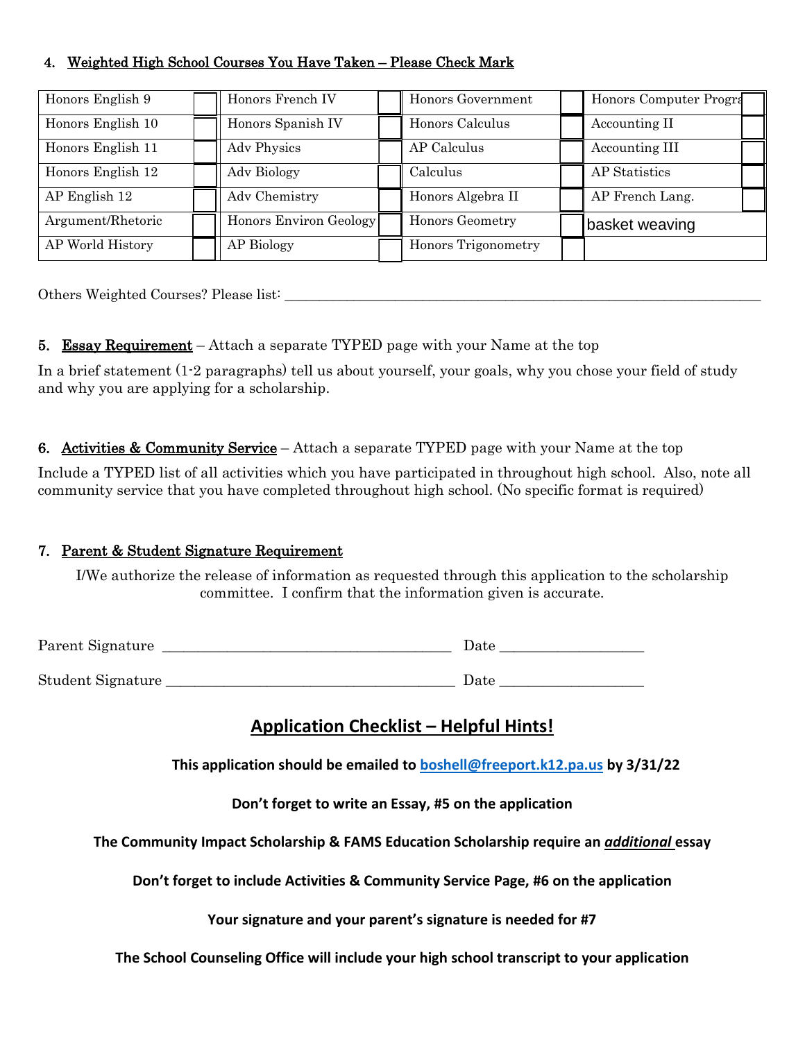4. **Weighted High School Courses You Have Taken – Please Check Mark**

| | | | | | | | |
|---|---|---|---|---|---|---|---|
| Honors English 9 | ☐ | Honors French IV | ☐ | Honors Government | ☐ | Honors Computer Progra | ☐ |
| Honors English 10 | ☐ | Honors Spanish IV | ☐ | Honors Calculus | ☐ | Accounting II | ☐ |
| Honors English 11 | ☐ | Adv Physics | ☐ | AP Calculus | ☐ | Accounting III | ☐ |
| Honors English 12 | ☐ | Adv Biology | ☐ | Calculus | ☐ | AP Statistics | ☐ |
| AP English 12 | ☐ | Adv Chemistry | ☐ | Honors Algebra II | ☐ | AP French Lang. | ☐ |
| Argument/Rhetoric | ☐ | Honors Environ Geology | ☐ | Honors Geometry | ☐ | basket weaving | |
| AP World History | ☐ | AP Biology | ☐ | Honors Trigonometry | ☐ | | |

Others Weighted Courses? Please list: ______________________________________________________________________

5. **Essay Requirement** – Attach a separate TYPED page with your Name at the top

In a brief statement (1-2 paragraphs) tell us about yourself, your goals, why you chose your field of study and why you are applying for a scholarship.

6. **Activities & Community Service** – Attach a separate TYPED page with your Name at the top

Include a TYPED list of all activities which you have participated in throughout high school. Also, note all community service that you have completed throughout high school. (No specific format is required)

7. **Parent & Student Signature Requirement**

I/We authorize the release of information as requested through this application to the scholarship committee. I confirm that the information given is accurate.

Parent Signature ________________________________________ Date ____________________

Student Signature ________________________________________ Date ____________________

## Application Checklist – Helpful Hints!

**This application should be emailed to boshell@freeport.k12.pa.us by 3/31/22**

**Don't forget to write an Essay, #5 on the application**

**The Community Impact Scholarship & FAMS Education Scholarship require an *additional* essay**

**Don't forget to include Activities & Community Service Page, #6 on the application**

**Your signature and your parent's signature is needed for #7**

**The School Counseling Office will include your high school transcript to your application**